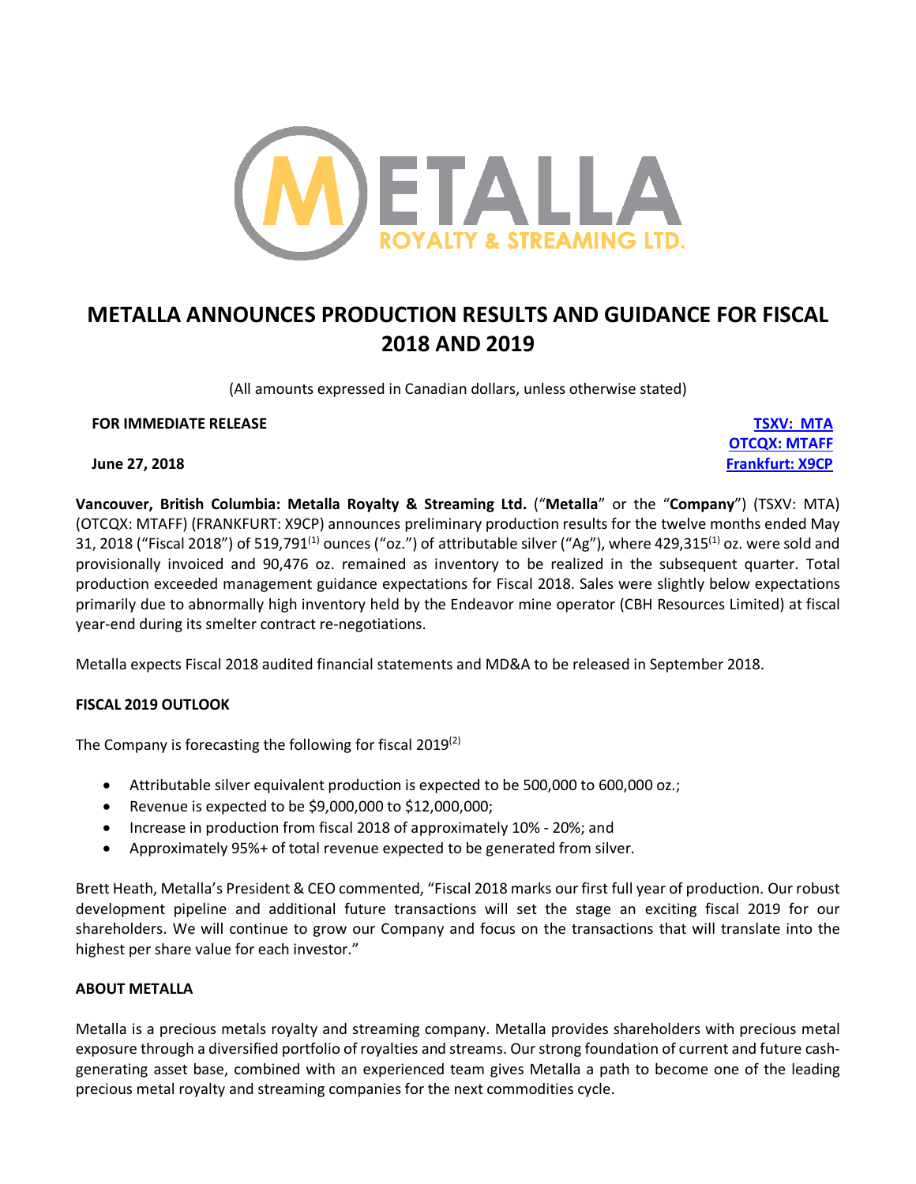# METALLA ANNOUNCES PRODUCTION RESULTS AND GUIDANCE FOR FISCAL 2018 AND 2019

(All amounts expressed in Canadian dollars, unless otherwise stated)

**FOR IMMEDIATE RELEASE**

**June 27, 2018**

**TSXV: MTA**
**OTCQX: MTAFF**
**Frankfurt: X9CP**

**Vancouver, British Columbia: Metalla Royalty & Streaming Ltd.** ("**Metalla**" or the "**Company**") (TSXV: MTA) (OTCQX: MTAFF) (FRANKFURT: X9CP) announces preliminary production results for the twelve months ended May 31, 2018 ("Fiscal 2018") of 519,791[(1)] ounces ("oz.") of attributable silver ("Ag"), where 429,315[(1)] oz. were sold and provisionally invoiced and 90,476 oz. remained as inventory to be realized in the subsequent quarter. Total production exceeded management guidance expectations for Fiscal 2018. Sales were slightly below expectations primarily due to abnormally high inventory held by the Endeavor mine operator (CBH Resources Limited) at fiscal year-end during its smelter contract re-negotiations.

Metalla expects Fiscal 2018 audited financial statements and MD&A to be released in September 2018.

## FISCAL 2019 OUTLOOK

The Company is forecasting the following for fiscal 2019[(2)]

- Attributable silver equivalent production is expected to be 500,000 to 600,000 oz.;
- Revenue is expected to be $9,000,000 to $12,000,000;
- Increase in production from fiscal 2018 of approximately 10% - 20%; and
- Approximately 95%+ of total revenue expected to be generated from silver.

Brett Heath, Metalla's President & CEO commented, "Fiscal 2018 marks our first full year of production. Our robust development pipeline and additional future transactions will set the stage an exciting fiscal 2019 for our shareholders. We will continue to grow our Company and focus on the transactions that will translate into the highest per share value for each investor."

## ABOUT METALLA

Metalla is a precious metals royalty and streaming company. Metalla provides shareholders with precious metal exposure through a diversified portfolio of royalties and streams. Our strong foundation of current and future cash-generating asset base, combined with an experienced team gives Metalla a path to become one of the leading precious metal royalty and streaming companies for the next commodities cycle.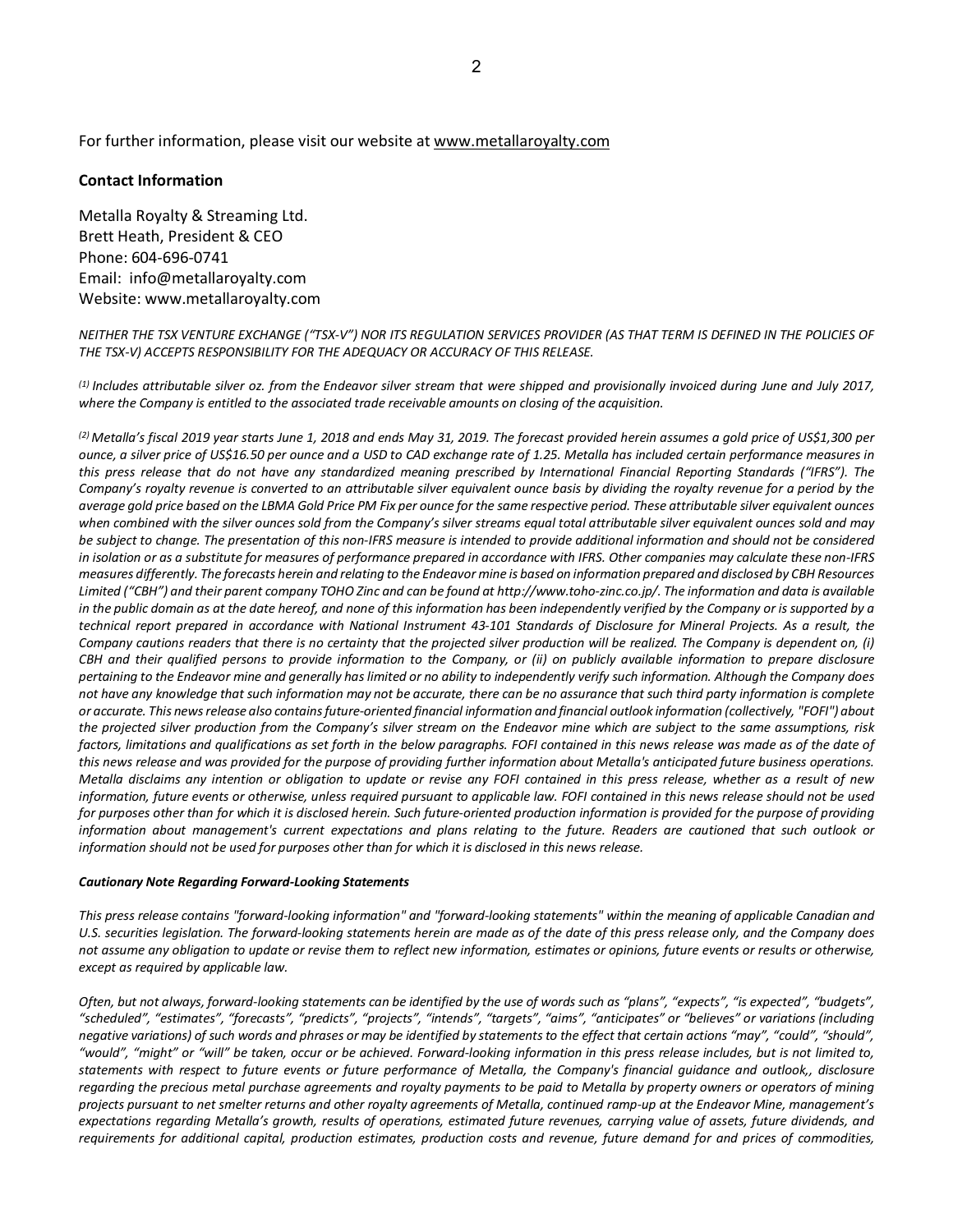For further information, please visit our website at www.metallaroyalty.com

**Contact Information**

Metalla Royalty & Streaming Ltd.
Brett Heath, President & CEO
Phone: 604-696-0741
Email: info@metallaroyalty.com
Website: www.metallaroyalty.com

*NEITHER THE TSX VENTURE EXCHANGE ("TSX-V") NOR ITS REGULATION SERVICES PROVIDER (AS THAT TERM IS DEFINED IN THE POLICIES OF THE TSX-V) ACCEPTS RESPONSIBILITY FOR THE ADEQUACY OR ACCURACY OF THIS RELEASE.*

*(1) Includes attributable silver oz. from the Endeavor silver stream that were shipped and provisionally invoiced during June and July 2017, where the Company is entitled to the associated trade receivable amounts on closing of the acquisition.*

*(2) Metalla's fiscal 2019 year starts June 1, 2018 and ends May 31, 2019. The forecast provided herein assumes a gold price of US$1,300 per ounce, a silver price of US$16.50 per ounce and a USD to CAD exchange rate of 1.25. Metalla has included certain performance measures in this press release that do not have any standardized meaning prescribed by International Financial Reporting Standards ("IFRS"). The Company's royalty revenue is converted to an attributable silver equivalent ounce basis by dividing the royalty revenue for a period by the average gold price based on the LBMA Gold Price PM Fix per ounce for the same respective period. These attributable silver equivalent ounces when combined with the silver ounces sold from the Company's silver streams equal total attributable silver equivalent ounces sold and may be subject to change. The presentation of this non-IFRS measure is intended to provide additional information and should not be considered in isolation or as a substitute for measures of performance prepared in accordance with IFRS. Other companies may calculate these non-IFRS measures differently. The forecasts herein and relating to the Endeavor mine is based on information prepared and disclosed by CBH Resources Limited ("CBH") and their parent company TOHO Zinc and can be found at http://www.toho-zinc.co.jp/. The information and data is available in the public domain as at the date hereof, and none of this information has been independently verified by the Company or is supported by a technical report prepared in accordance with National Instrument 43-101 Standards of Disclosure for Mineral Projects. As a result, the Company cautions readers that there is no certainty that the projected silver production will be realized. The Company is dependent on, (i) CBH and their qualified persons to provide information to the Company, or (ii) on publicly available information to prepare disclosure pertaining to the Endeavor mine and generally has limited or no ability to independently verify such information. Although the Company does not have any knowledge that such information may not be accurate, there can be no assurance that such third party information is complete or accurate. This news release also contains future-oriented financial information and financial outlook information (collectively, "FOFI") about the projected silver production from the Company's silver stream on the Endeavor mine which are subject to the same assumptions, risk factors, limitations and qualifications as set forth in the below paragraphs. FOFI contained in this news release was made as of the date of this news release and was provided for the purpose of providing further information about Metalla's anticipated future business operations. Metalla disclaims any intention or obligation to update or revise any FOFI contained in this press release, whether as a result of new information, future events or otherwise, unless required pursuant to applicable law. FOFI contained in this news release should not be used for purposes other than for which it is disclosed herein. Such future-oriented production information is provided for the purpose of providing information about management's current expectations and plans relating to the future. Readers are cautioned that such outlook or information should not be used for purposes other than for which it is disclosed in this news release.*

***Cautionary Note Regarding Forward-Looking Statements***

*This press release contains "forward-looking information" and "forward-looking statements" within the meaning of applicable Canadian and U.S. securities legislation. The forward-looking statements herein are made as of the date of this press release only, and the Company does not assume any obligation to update or revise them to reflect new information, estimates or opinions, future events or results or otherwise, except as required by applicable law.*

*Often, but not always, forward-looking statements can be identified by the use of words such as "plans", "expects", "is expected", "budgets", "scheduled", "estimates", "forecasts", "predicts", "projects", "intends", "targets", "aims", "anticipates" or "believes" or variations (including negative variations) of such words and phrases or may be identified by statements to the effect that certain actions "may", "could", "should", "would", "might" or "will" be taken, occur or be achieved. Forward-looking information in this press release includes, but is not limited to, statements with respect to future events or future performance of Metalla, the Company's financial guidance and outlook,, disclosure regarding the precious metal purchase agreements and royalty payments to be paid to Metalla by property owners or operators of mining projects pursuant to net smelter returns and other royalty agreements of Metalla, continued ramp-up at the Endeavor Mine, management's expectations regarding Metalla's growth, results of operations, estimated future revenues, carrying value of assets, future dividends, and requirements for additional capital, production estimates, production costs and revenue, future demand for and prices of commodities,*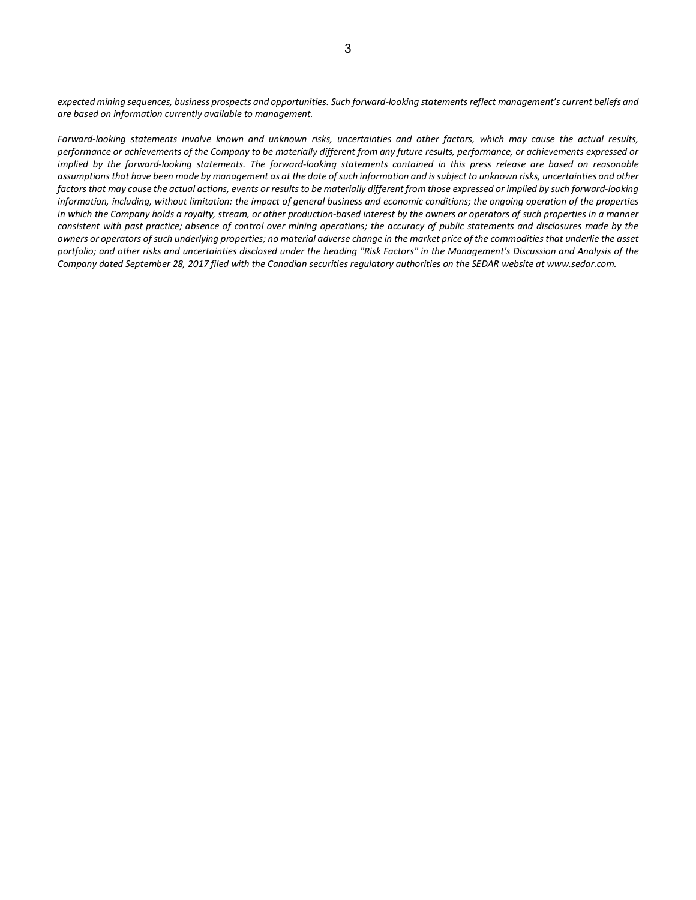*expected mining sequences, business prospects and opportunities. Such forward-looking statements reflect management's current beliefs and are based on information currently available to management.*

*Forward-looking statements involve known and unknown risks, uncertainties and other factors, which may cause the actual results, performance or achievements of the Company to be materially different from any future results, performance, or achievements expressed or implied by the forward-looking statements. The forward-looking statements contained in this press release are based on reasonable assumptions that have been made by management as at the date of such information and is subject to unknown risks, uncertainties and other factors that may cause the actual actions, events or results to be materially different from those expressed or implied by such forward-looking information, including, without limitation: the impact of general business and economic conditions; the ongoing operation of the properties in which the Company holds a royalty, stream, or other production-based interest by the owners or operators of such properties in a manner consistent with past practice; absence of control over mining operations; the accuracy of public statements and disclosures made by the owners or operators of such underlying properties; no material adverse change in the market price of the commodities that underlie the asset portfolio; and other risks and uncertainties disclosed under the heading "Risk Factors" in the Management's Discussion and Analysis of the Company dated September 28, 2017 filed with the Canadian securities regulatory authorities on the SEDAR website at www.sedar.com.*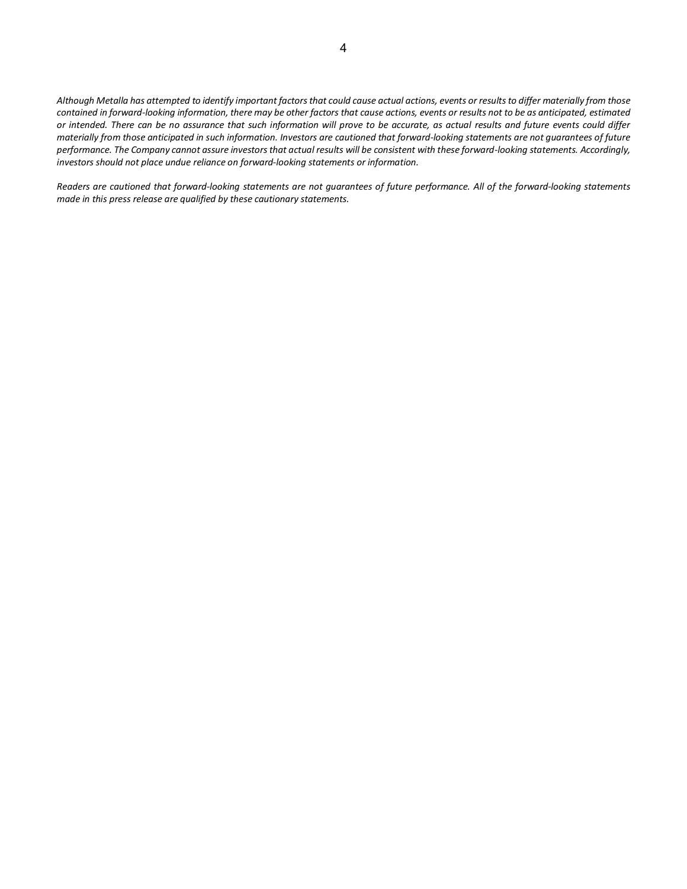*Although Metalla has attempted to identify important factors that could cause actual actions, events or results to differ materially from those contained in forward-looking information, there may be other factors that cause actions, events or results not to be as anticipated, estimated or intended. There can be no assurance that such information will prove to be accurate, as actual results and future events could differ materially from those anticipated in such information. Investors are cautioned that forward-looking statements are not guarantees of future performance. The Company cannot assure investors that actual results will be consistent with these forward-looking statements. Accordingly, investors should not place undue reliance on forward-looking statements or information.*

*Readers are cautioned that forward-looking statements are not guarantees of future performance. All of the forward-looking statements made in this press release are qualified by these cautionary statements.*